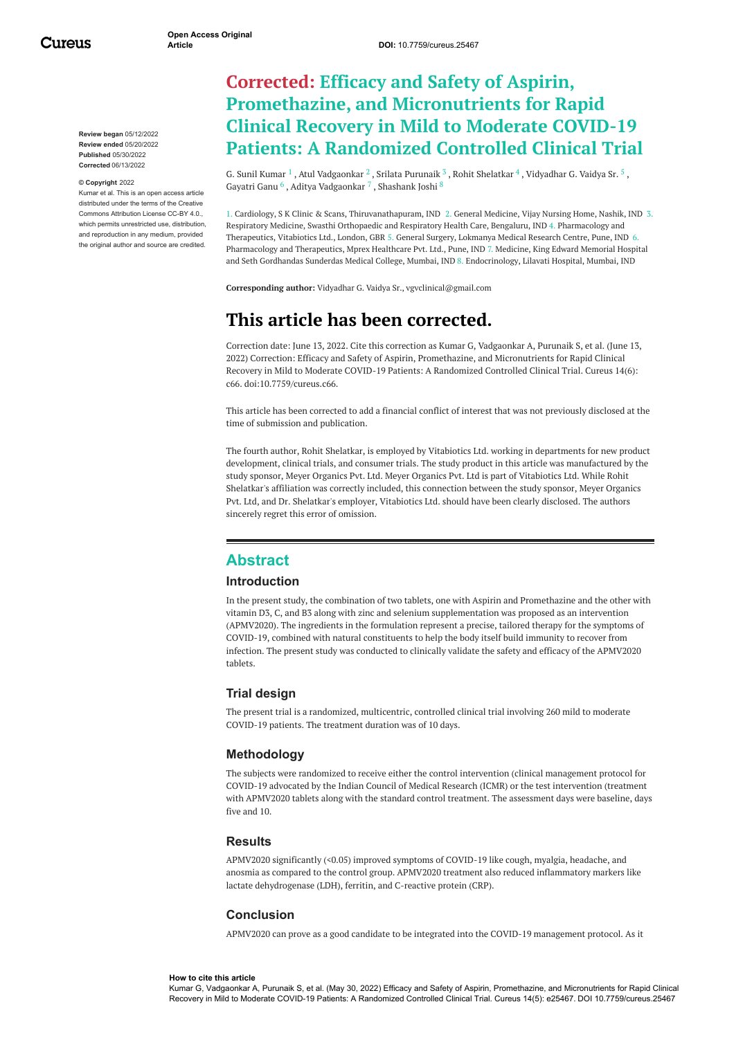# Corrected: Efficacy and Safety of Aspirin, Promethazine, and Micronutrients for Rapid Clinical Recovery in Mild to Moderate COVID-19 Patients: A Randomized Controlled Clinical Trial

**Review began** 05/12/2022
**Review ended** 05/20/2022
**Published** 05/30/2022
**Corrected** 06/13/2022

**© Copyright** 2022
Kumar et al. This is an open access article distributed under the terms of the Creative Commons Attribution License CC-BY 4.0., which permits unrestricted use, distribution, and reproduction in any medium, provided the original author and source are credited.

G. Sunil Kumar [1], Atul Vadgaonkar [2], Srilata Purunaik [3], Rohit Shelatkar [4], Vidyadhar G. Vaidya Sr. [5], Gayatri Ganu [6], Aditya Vadgaonkar [7], Shashank Joshi [8]

1. Cardiology, S K Clinic & Scans, Thiruvanathapuram, IND 2. General Medicine, Vijay Nursing Home, Nashik, IND 3. Respiratory Medicine, Swasthi Orthopaedic and Respiratory Health Care, Bengaluru, IND 4. Pharmacology and Therapeutics, Vitabiotics Ltd., London, GBR 5. General Surgery, Lokmanya Medical Research Centre, Pune, IND 6. Pharmacology and Therapeutics, Mprex Healthcare Pvt. Ltd., Pune, IND 7. Medicine, King Edward Memorial Hospital and Seth Gordhandas Sunderdas Medical College, Mumbai, IND 8. Endocrinology, Lilavati Hospital, Mumbai, IND

**Corresponding author:** Vidyadhar G. Vaidya Sr., vgvclinical@gmail.com

# This article has been corrected.

Correction date: June 13, 2022. Cite this correction as Kumar G, Vadgaonkar A, Purunaik S, et al. (June 13, 2022) Correction: Efficacy and Safety of Aspirin, Promethazine, and Micronutrients for Rapid Clinical Recovery in Mild to Moderate COVID-19 Patients: A Randomized Controlled Clinical Trial. Cureus 14(6): c66. doi:10.7759/cureus.c66.

This article has been corrected to add a financial conflict of interest that was not previously disclosed at the time of submission and publication.

The fourth author, Rohit Shelatkar, is employed by Vitabiotics Ltd. working in departments for new product development, clinical trials, and consumer trials. The study product in this article was manufactured by the study sponsor, Meyer Organics Pvt. Ltd. Meyer Organics Pvt. Ltd is part of Vitabiotics Ltd. While Rohit Shelatkar's affiliation was correctly included, this connection between the study sponsor, Meyer Organics Pvt. Ltd, and Dr. Shelatkar's employer, Vitabiotics Ltd. should have been clearly disclosed. The authors sincerely regret this error of omission.

## Abstract

### Introduction

In the present study, the combination of two tablets, one with Aspirin and Promethazine and the other with vitamin D3, C, and B3 along with zinc and selenium supplementation was proposed as an intervention (APMV2020). The ingredients in the formulation represent a precise, tailored therapy for the symptoms of COVID-19, combined with natural constituents to help the body itself build immunity to recover from infection. The present study was conducted to clinically validate the safety and efficacy of the APMV2020 tablets.

### Trial design

The present trial is a randomized, multicentric, controlled clinical trial involving 260 mild to moderate COVID-19 patients. The treatment duration was of 10 days.

### Methodology

The subjects were randomized to receive either the control intervention (clinical management protocol for COVID-19 advocated by the Indian Council of Medical Research (ICMR) or the test intervention (treatment with APMV2020 tablets along with the standard control treatment. The assessment days were baseline, days five and 10.

### Results

APMV2020 significantly (<0.05) improved symptoms of COVID-19 like cough, myalgia, headache, and anosmia as compared to the control group. APMV2020 treatment also reduced inflammatory markers like lactate dehydrogenase (LDH), ferritin, and C-reactive protein (CRP).

### Conclusion

APMV2020 can prove as a good candidate to be integrated into the COVID-19 management protocol. As it

**How to cite this article**
Kumar G, Vadgaonkar A, Purunaik S, et al. (May 30, 2022) Efficacy and Safety of Aspirin, Promethazine, and Micronutrients for Rapid Clinical Recovery in Mild to Moderate COVID-19 Patients: A Randomized Controlled Clinical Trial. Cureus 14(5): e25467. DOI 10.7759/cureus.25467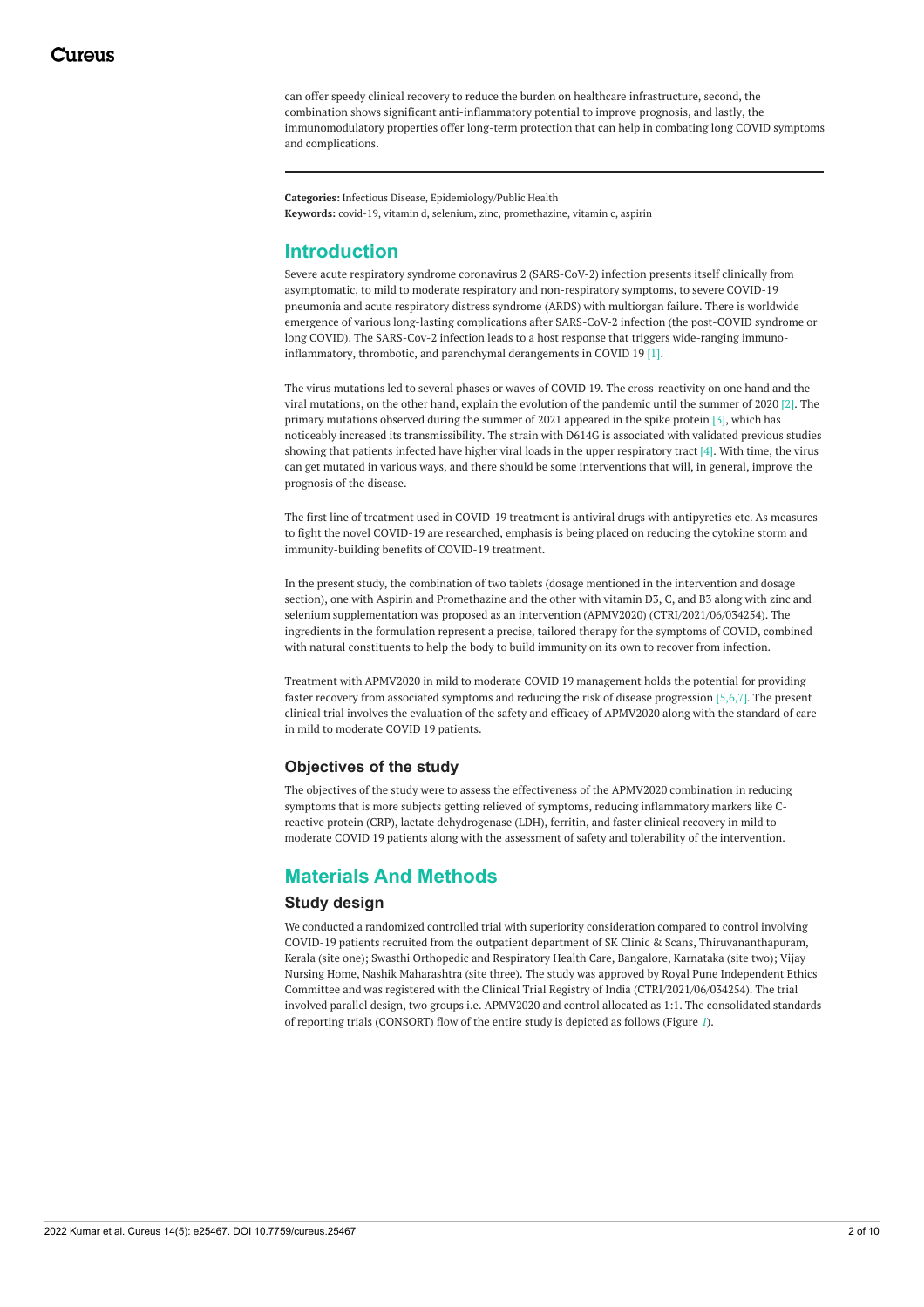can offer speedy clinical recovery to reduce the burden on healthcare infrastructure, second, the combination shows significant anti-inflammatory potential to improve prognosis, and lastly, the immunomodulatory properties offer long-term protection that can help in combating long COVID symptoms and complications.

**Categories:** Infectious Disease, Epidemiology/Public Health
**Keywords:** covid-19, vitamin d, selenium, zinc, promethazine, vitamin c, aspirin

## Introduction

Severe acute respiratory syndrome coronavirus 2 (SARS-CoV-2) infection presents itself clinically from asymptomatic, to mild to moderate respiratory and non-respiratory symptoms, to severe COVID-19 pneumonia and acute respiratory distress syndrome (ARDS) with multiorgan failure. There is worldwide emergence of various long-lasting complications after SARS-CoV-2 infection (the post-COVID syndrome or long COVID). The SARS-Cov-2 infection leads to a host response that triggers wide-ranging immuno-inflammatory, thrombotic, and parenchymal derangements in COVID 19 [1].

The virus mutations led to several phases or waves of COVID 19. The cross-reactivity on one hand and the viral mutations, on the other hand, explain the evolution of the pandemic until the summer of 2020 [2]. The primary mutations observed during the summer of 2021 appeared in the spike protein [3], which has noticeably increased its transmissibility. The strain with D614G is associated with validated previous studies showing that patients infected have higher viral loads in the upper respiratory tract [4]. With time, the virus can get mutated in various ways, and there should be some interventions that will, in general, improve the prognosis of the disease.

The first line of treatment used in COVID-19 treatment is antiviral drugs with antipyretics etc. As measures to fight the novel COVID-19 are researched, emphasis is being placed on reducing the cytokine storm and immunity-building benefits of COVID-19 treatment.

In the present study, the combination of two tablets (dosage mentioned in the intervention and dosage section), one with Aspirin and Promethazine and the other with vitamin D3, C, and B3 along with zinc and selenium supplementation was proposed as an intervention (APMV2020) (CTRI/2021/06/034254). The ingredients in the formulation represent a precise, tailored therapy for the symptoms of COVID, combined with natural constituents to help the body to build immunity on its own to recover from infection.

Treatment with APMV2020 in mild to moderate COVID 19 management holds the potential for providing faster recovery from associated symptoms and reducing the risk of disease progression [5,6,7]. The present clinical trial involves the evaluation of the safety and efficacy of APMV2020 along with the standard of care in mild to moderate COVID 19 patients.

### Objectives of the study

The objectives of the study were to assess the effectiveness of the APMV2020 combination in reducing symptoms that is more subjects getting relieved of symptoms, reducing inflammatory markers like C-reactive protein (CRP), lactate dehydrogenase (LDH), ferritin, and faster clinical recovery in mild to moderate COVID 19 patients along with the assessment of safety and tolerability of the intervention.

## Materials And Methods

### Study design

We conducted a randomized controlled trial with superiority consideration compared to control involving COVID-19 patients recruited from the outpatient department of SK Clinic & Scans, Thiruvananthapuram, Kerala (site one); Swasthi Orthopedic and Respiratory Health Care, Bangalore, Karnataka (site two); Vijay Nursing Home, Nashik Maharashtra (site three). The study was approved by Royal Pune Independent Ethics Committee and was registered with the Clinical Trial Registry of India (CTRI/2021/06/034254). The trial involved parallel design, two groups i.e. APMV2020 and control allocated as 1:1. The consolidated standards of reporting trials (CONSORT) flow of the entire study is depicted as follows (Figure *1*).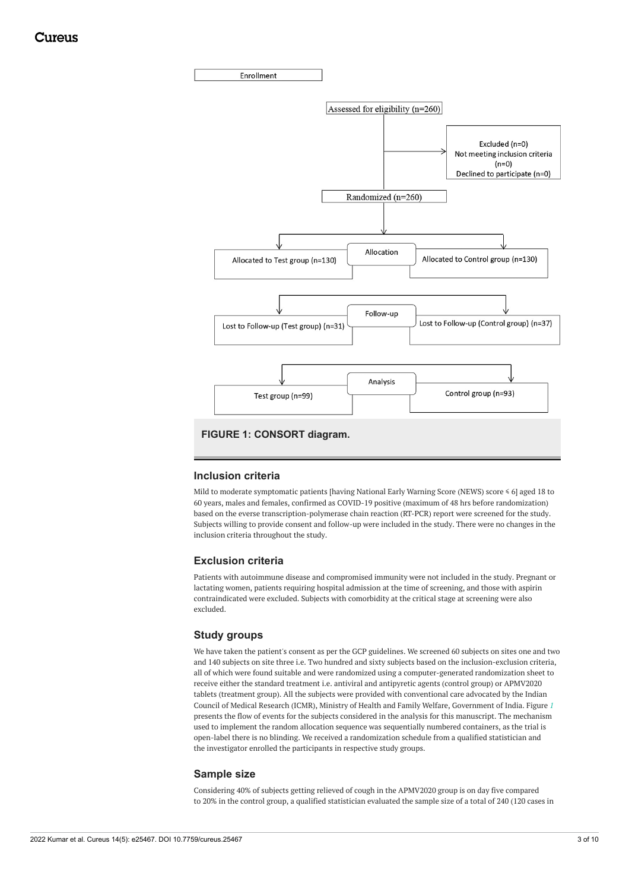Enrollment

Assessed for eligibility (n=260)

Excluded (n=0)
Not meeting inclusion criteria (n=0)
Declined to participate (n=0)

Randomized (n=260)

Allocation

Allocated to Test group (n=130)

Allocated to Control group (n=130)

Follow-up

Lost to Follow-up (Test group) (n=31)

Lost to Follow-up (Control group) (n=37)

Analysis

Test group (n=99)

Control group (n=93)

**FIGURE 1: CONSORT diagram.**

## Inclusion criteria

Mild to moderate symptomatic patients [having National Early Warning Score (NEWS) score ≤ 6] aged 18 to 60 years, males and females, confirmed as COVID-19 positive (maximum of 48 hrs before randomization) based on the everse transcription-polymerase chain reaction (RT-PCR) report were screened for the study. Subjects willing to provide consent and follow-up were included in the study. There were no changes in the inclusion criteria throughout the study.

## Exclusion criteria

Patients with autoimmune disease and compromised immunity were not included in the study. Pregnant or lactating women, patients requiring hospital admission at the time of screening, and those with aspirin contraindicated were excluded. Subjects with comorbidity at the critical stage at screening were also excluded.

## Study groups

We have taken the patient's consent as per the GCP guidelines. We screened 60 subjects on sites one and two and 140 subjects on site three i.e. Two hundred and sixty subjects based on the inclusion-exclusion criteria, all of which were found suitable and were randomized using a computer-generated randomization sheet to receive either the standard treatment i.e. antiviral and antipyretic agents (control group) or APMV2020 tablets (treatment group). All the subjects were provided with conventional care advocated by the Indian Council of Medical Research (ICMR), Ministry of Health and Family Welfare, Government of India. Figure *1* presents the flow of events for the subjects considered in the analysis for this manuscript. The mechanism used to implement the random allocation sequence was sequentially numbered containers, as the trial is open-label there is no blinding. We received a randomization schedule from a qualified statistician and the investigator enrolled the participants in respective study groups.

## Sample size

Considering 40% of subjects getting relieved of cough in the APMV2020 group is on day five compared to 20% in the control group, a qualified statistician evaluated the sample size of a total of 240 (120 cases in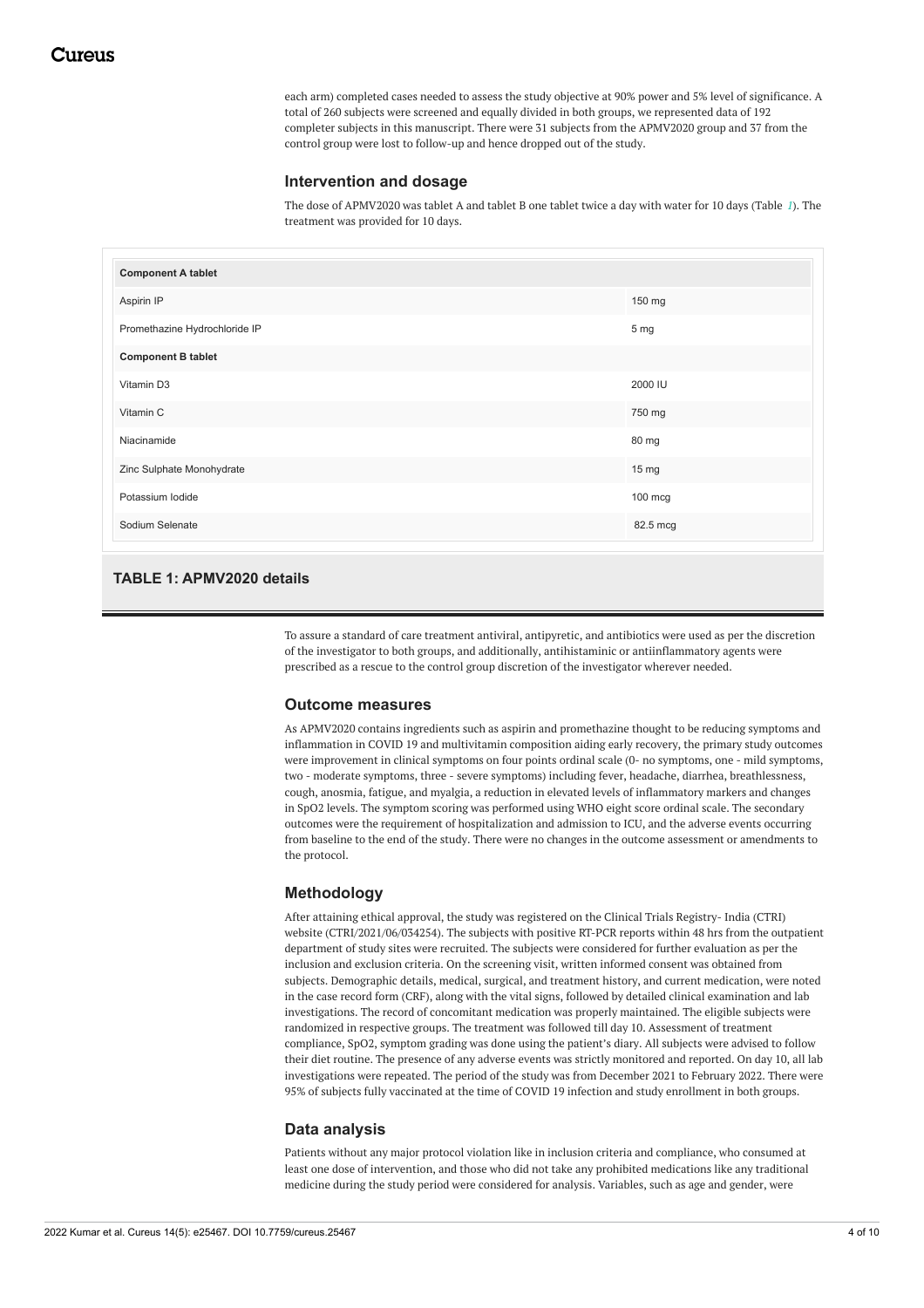each arm) completed cases needed to assess the study objective at 90% power and 5% level of significance. A total of 260 subjects were screened and equally divided in both groups, we represented data of 192 completer subjects in this manuscript. There were 31 subjects from the APMV2020 group and 37 from the control group were lost to follow-up and hence dropped out of the study.

## Intervention and dosage

The dose of APMV2020 was tablet A and tablet B one tablet twice a day with water for 10 days (Table 1). The treatment was provided for 10 days.

| **Component A tablet** | |
|---|---|
| Aspirin IP | 150 mg |
| Promethazine Hydrochloride IP | 5 mg |
| **Component B tablet** | |
| Vitamin D3 | 2000 IU |
| Vitamin C | 750 mg |
| Niacinamide | 80 mg |
| Zinc Sulphate Monohydrate | 15 mg |
| Potassium Iodide | 100 mcg |
| Sodium Selenate | 82.5 mcg |

**TABLE 1: APMV2020 details**

To assure a standard of care treatment antiviral, antipyretic, and antibiotics were used as per the discretion of the investigator to both groups, and additionally, antihistaminic or antiinflammatory agents were prescribed as a rescue to the control group discretion of the investigator wherever needed.

## Outcome measures

As APMV2020 contains ingredients such as aspirin and promethazine thought to be reducing symptoms and inflammation in COVID 19 and multivitamin composition aiding early recovery, the primary study outcomes were improvement in clinical symptoms on four points ordinal scale (0- no symptoms, one - mild symptoms, two - moderate symptoms, three - severe symptoms) including fever, headache, diarrhea, breathlessness, cough, anosmia, fatigue, and myalgia, a reduction in elevated levels of inflammatory markers and changes in SpO2 levels. The symptom scoring was performed using WHO eight score ordinal scale. The secondary outcomes were the requirement of hospitalization and admission to ICU, and the adverse events occurring from baseline to the end of the study. There were no changes in the outcome assessment or amendments to the protocol.

## Methodology

After attaining ethical approval, the study was registered on the Clinical Trials Registry- India (CTRI) website (CTRI/2021/06/034254). The subjects with positive RT-PCR reports within 48 hrs from the outpatient department of study sites were recruited. The subjects were considered for further evaluation as per the inclusion and exclusion criteria. On the screening visit, written informed consent was obtained from subjects. Demographic details, medical, surgical, and treatment history, and current medication, were noted in the case record form (CRF), along with the vital signs, followed by detailed clinical examination and lab investigations. The record of concomitant medication was properly maintained. The eligible subjects were randomized in respective groups. The treatment was followed till day 10. Assessment of treatment compliance, SpO2, symptom grading was done using the patient's diary. All subjects were advised to follow their diet routine. The presence of any adverse events was strictly monitored and reported. On day 10, all lab investigations were repeated. The period of the study was from December 2021 to February 2022. There were 95% of subjects fully vaccinated at the time of COVID 19 infection and study enrollment in both groups.

## Data analysis

Patients without any major protocol violation like in inclusion criteria and compliance, who consumed at least one dose of intervention, and those who did not take any prohibited medications like any traditional medicine during the study period were considered for analysis. Variables, such as age and gender, were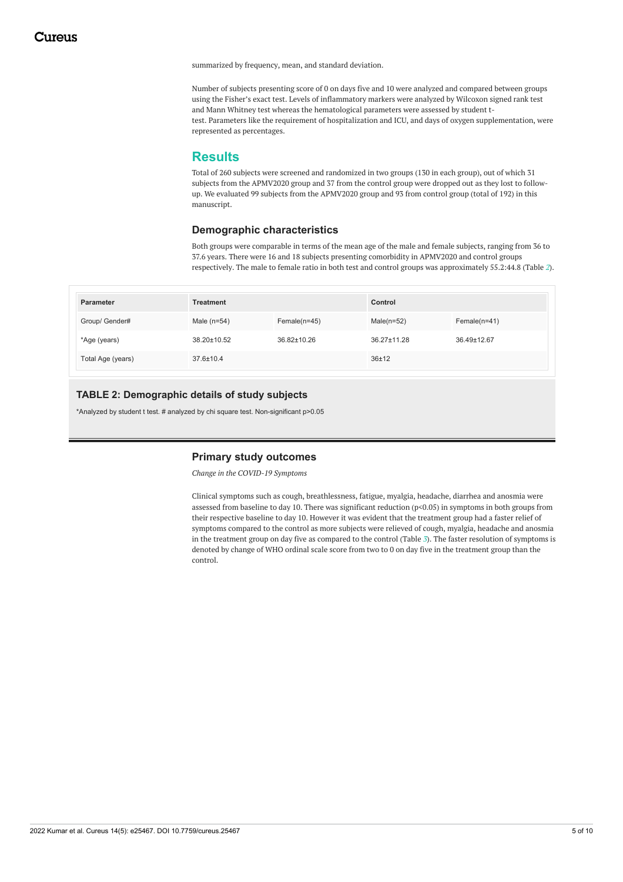summarized by frequency, mean, and standard deviation.

Number of subjects presenting score of 0 on days five and 10 were analyzed and compared between groups using the Fisher's exact test. Levels of inflammatory markers were analyzed by Wilcoxon signed rank test and Mann Whitney test whereas the hematological parameters were assessed by student t-test. Parameters like the requirement of hospitalization and ICU, and days of oxygen supplementation, were represented as percentages.

## Results

Total of 260 subjects were screened and randomized in two groups (130 in each group), out of which 31 subjects from the APMV2020 group and 37 from the control group were dropped out as they lost to follow-up. We evaluated 99 subjects from the APMV2020 group and 93 from control group (total of 192) in this manuscript.

### Demographic characteristics

Both groups were comparable in terms of the mean age of the male and female subjects, ranging from 36 to 37.6 years. There were 16 and 18 subjects presenting comorbidity in APMV2020 and control groups respectively. The male to female ratio in both test and control groups was approximately 55.2:44.8 (Table 2).

| Parameter | Treatment | | Control | |
|---|---|---|---|---|
| Group/ Gender# | Male (n=54) | Female(n=45) | Male(n=52) | Female(n=41) |
| *Age (years) | 38.20±10.52 | 36.82±10.26 | 36.27±11.28 | 36.49±12.67 |
| Total Age (years) | 37.6±10.4 | | 36±12 | |

**TABLE 2: Demographic details of study subjects**

*Analyzed by student t test. # analyzed by chi square test. Non-significant p>0.05

### Primary study outcomes

*Change in the COVID-19 Symptoms*

Clinical symptoms such as cough, breathlessness, fatigue, myalgia, headache, diarrhea and anosmia were assessed from baseline to day 10. There was significant reduction ($p<0.05$) in symptoms in both groups from their respective baseline to day 10. However it was evident that the treatment group had a faster relief of symptoms compared to the control as more subjects were relieved of cough, myalgia, headache and anosmia in the treatment group on day five as compared to the control (Table 3). The faster resolution of symptoms is denoted by change of WHO ordinal scale score from two to 0 on day five in the treatment group than the control.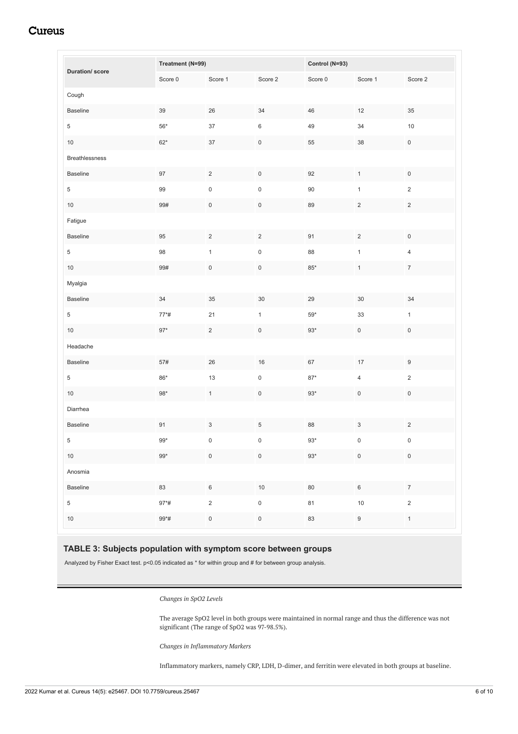| Duration/ score | Treatment (N=99) | | | Control (N=93) | | |
|---|---|---|---|---|---|---|
| | Score 0 | Score 1 | Score 2 | Score 0 | Score 1 | Score 2 |
| Cough | | | | | | |
| Baseline | 39 | 26 | 34 | 46 | 12 | 35 |
| 5 | 56* | 37 | 6 | 49 | 34 | 10 |
| 10 | 62* | 37 | 0 | 55 | 38 | 0 |
| Breathlessness | | | | | | |
| Baseline | 97 | 2 | 0 | 92 | 1 | 0 |
| 5 | 99 | 0 | 0 | 90 | 1 | 2 |
| 10 | 99# | 0 | 0 | 89 | 2 | 2 |
| Fatigue | | | | | | |
| Baseline | 95 | 2 | 2 | 91 | 2 | 0 |
| 5 | 98 | 1 | 0 | 88 | 1 | 4 |
| 10 | 99# | 0 | 0 | 85* | 1 | 7 |
| Myalgia | | | | | | |
| Baseline | 34 | 35 | 30 | 29 | 30 | 34 |
| 5 | 77*# | 21 | 1 | 59* | 33 | 1 |
| 10 | 97* | 2 | 0 | 93* | 0 | 0 |
| Headache | | | | | | |
| Baseline | 57# | 26 | 16 | 67 | 17 | 9 |
| 5 | 86* | 13 | 0 | 87* | 4 | 2 |
| 10 | 98* | 1 | 0 | 93* | 0 | 0 |
| Diarrhea | | | | | | |
| Baseline | 91 | 3 | 5 | 88 | 3 | 2 |
| 5 | 99* | 0 | 0 | 93* | 0 | 0 |
| 10 | 99* | 0 | 0 | 93* | 0 | 0 |
| Anosmia | | | | | | |
| Baseline | 83 | 6 | 10 | 80 | 6 | 7 |
| 5 | 97*# | 2 | 0 | 81 | 10 | 2 |
| 10 | 99*# | 0 | 0 | 83 | 9 | 1 |

**TABLE 3: Subjects population with symptom score between groups**

Analyzed by Fisher Exact test. $p<0.05$ indicated as * for within group and # for between group analysis.

*Changes in SpO2 Levels*

The average SpO2 level in both groups were maintained in normal range and thus the difference was not significant (The range of SpO2 was 97-98.5%).

*Changes in Inflammatory Markers*

Inflammatory markers, namely CRP, LDH, D-dimer, and ferritin were elevated in both groups at baseline.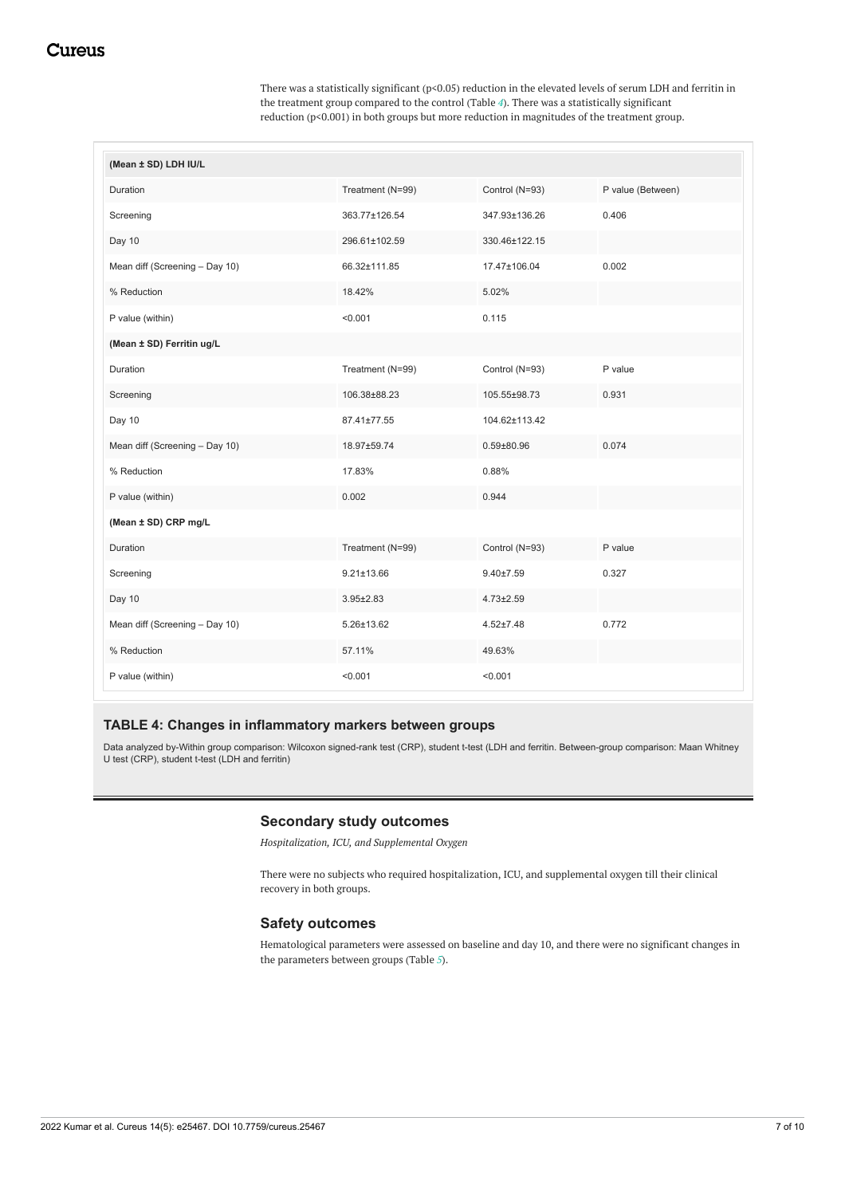There was a statistically significant ($p<0.05$) reduction in the elevated levels of serum LDH and ferritin in the treatment group compared to the control (Table 4). There was a statistically significant reduction ($p<0.001$) in both groups but more reduction in magnitudes of the treatment group.

| (Mean ± SD) LDH IU/L | | | |
|---|---|---|---|
| Duration | Treatment (N=99) | Control (N=93) | P value (Between) |
| Screening | 363.77±126.54 | 347.93±136.26 | 0.406 |
| Day 10 | 296.61±102.59 | 330.46±122.15 | |
| Mean diff (Screening – Day 10) | 66.32±111.85 | 17.47±106.04 | 0.002 |
| % Reduction | 18.42% | 5.02% | |
| P value (within) | <0.001 | 0.115 | |
| **(Mean ± SD) Ferritin ug/L** | | | |
| Duration | Treatment (N=99) | Control (N=93) | P value |
| Screening | 106.38±88.23 | 105.55±98.73 | 0.931 |
| Day 10 | 87.41±77.55 | 104.62±113.42 | |
| Mean diff (Screening – Day 10) | 18.97±59.74 | 0.59±80.96 | 0.074 |
| % Reduction | 17.83% | 0.88% | |
| P value (within) | 0.002 | 0.944 | |
| **(Mean ± SD) CRP mg/L** | | | |
| Duration | Treatment (N=99) | Control (N=93) | P value |
| Screening | 9.21±13.66 | 9.40±7.59 | 0.327 |
| Day 10 | 3.95±2.83 | 4.73±2.59 | |
| Mean diff (Screening – Day 10) | 5.26±13.62 | 4.52±7.48 | 0.772 |
| % Reduction | 57.11% | 49.63% | |
| P value (within) | <0.001 | <0.001 | |

**TABLE 4: Changes in inflammatory markers between groups**

Data analyzed by-Within group comparison: Wilcoxon signed-rank test (CRP), student t-test (LDH and ferritin. Between-group comparison: Maan Whitney U test (CRP), student t-test (LDH and ferritin)

## Secondary study outcomes

*Hospitalization, ICU, and Supplemental Oxygen*

There were no subjects who required hospitalization, ICU, and supplemental oxygen till their clinical recovery in both groups.

## Safety outcomes

Hematological parameters were assessed on baseline and day 10, and there were no significant changes in the parameters between groups (Table 5).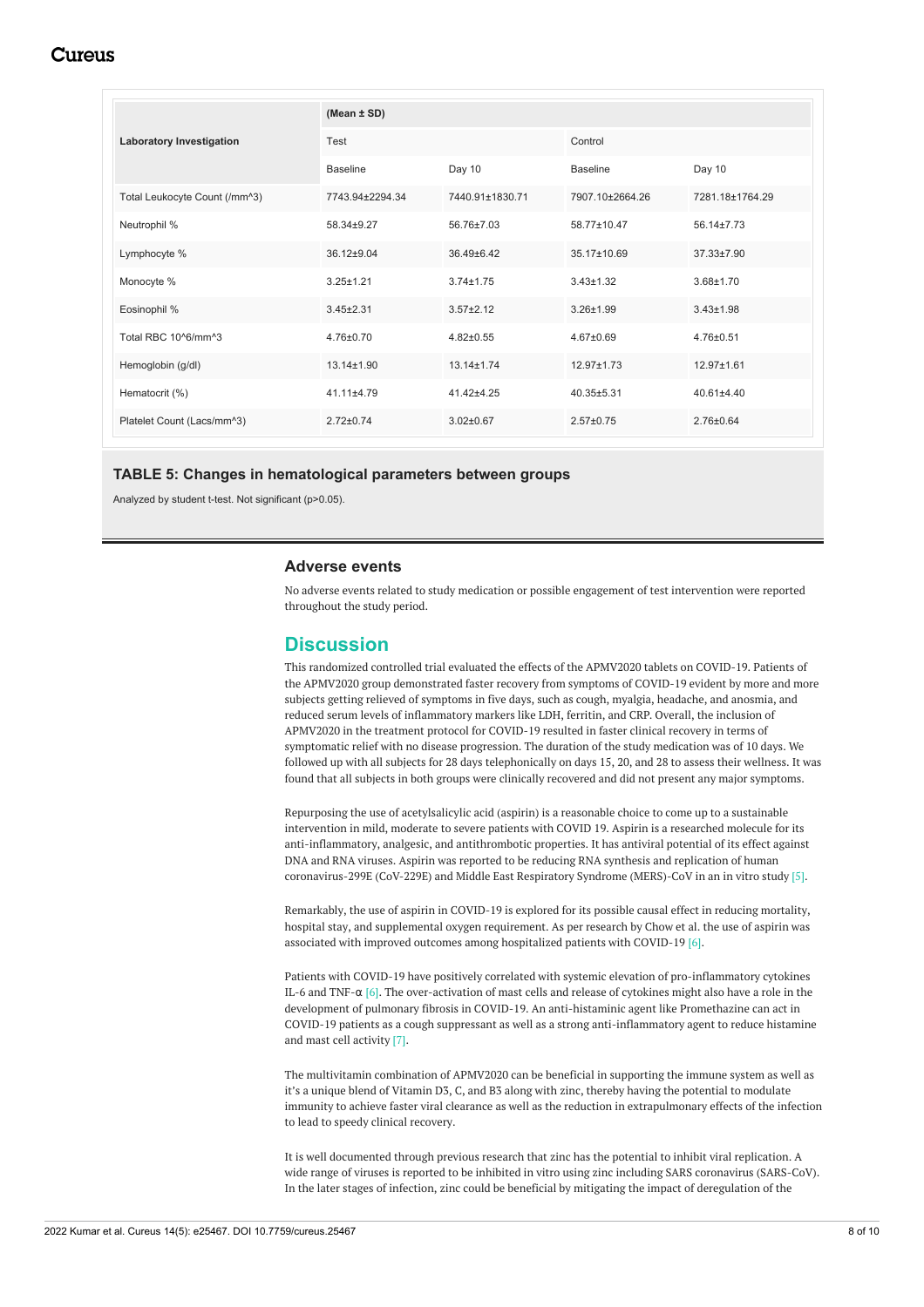| Laboratory Investigation | (Mean ± SD) | | | |
|---|---|---|---|---|
| | Test | | Control | |
| | Baseline | Day 10 | Baseline | Day 10 |
| Total Leukocyte Count (/mm^3) | 7743.94±2294.34 | 7440.91±1830.71 | 7907.10±2664.26 | 7281.18±1764.29 |
| Neutrophil % | 58.34±9.27 | 56.76±7.03 | 58.77±10.47 | 56.14±7.73 |
| Lymphocyte % | 36.12±9.04 | 36.49±6.42 | 35.17±10.69 | 37.33±7.90 |
| Monocyte % | 3.25±1.21 | 3.74±1.75 | 3.43±1.32 | 3.68±1.70 |
| Eosinophil % | 3.45±2.31 | 3.57±2.12 | 3.26±1.99 | 3.43±1.98 |
| Total RBC 10^6/mm^3 | 4.76±0.70 | 4.82±0.55 | 4.67±0.69 | 4.76±0.51 |
| Hemoglobin (g/dl) | 13.14±1.90 | 13.14±1.74 | 12.97±1.73 | 12.97±1.61 |
| Hematocrit (%) | 41.11±4.79 | 41.42±4.25 | 40.35±5.31 | 40.61±4.40 |
| Platelet Count (Lacs/mm^3) | 2.72±0.74 | 3.02±0.67 | 2.57±0.75 | 2.76±0.64 |

**TABLE 5: Changes in hematological parameters between groups**

Analyzed by student t-test. Not significant (p>0.05).

### Adverse events

No adverse events related to study medication or possible engagement of test intervention were reported throughout the study period.

## Discussion

This randomized controlled trial evaluated the effects of the APMV2020 tablets on COVID-19. Patients of the APMV2020 group demonstrated faster recovery from symptoms of COVID-19 evident by more and more subjects getting relieved of symptoms in five days, such as cough, myalgia, headache, and anosmia, and reduced serum levels of inflammatory markers like LDH, ferritin, and CRP. Overall, the inclusion of APMV2020 in the treatment protocol for COVID-19 resulted in faster clinical recovery in terms of symptomatic relief with no disease progression. The duration of the study medication was of 10 days. We followed up with all subjects for 28 days telephonically on days 15, 20, and 28 to assess their wellness. It was found that all subjects in both groups were clinically recovered and did not present any major symptoms.

Repurposing the use of acetylsalicylic acid (aspirin) is a reasonable choice to come up to a sustainable intervention in mild, moderate to severe patients with COVID 19. Aspirin is a researched molecule for its anti-inflammatory, analgesic, and antithrombotic properties. It has antiviral potential of its effect against DNA and RNA viruses. Aspirin was reported to be reducing RNA synthesis and replication of human coronavirus-299E (CoV-229E) and Middle East Respiratory Syndrome (MERS)-CoV in an in vitro study [5].

Remarkably, the use of aspirin in COVID-19 is explored for its possible causal effect in reducing mortality, hospital stay, and supplemental oxygen requirement. As per research by Chow et al. the use of aspirin was associated with improved outcomes among hospitalized patients with COVID-19 [6].

Patients with COVID-19 have positively correlated with systemic elevation of pro-inflammatory cytokines IL-6 and TNF-α [6]. The over-activation of mast cells and release of cytokines might also have a role in the development of pulmonary fibrosis in COVID-19. An anti-histaminic agent like Promethazine can act in COVID-19 patients as a cough suppressant as well as a strong anti-inflammatory agent to reduce histamine and mast cell activity [7].

The multivitamin combination of APMV2020 can be beneficial in supporting the immune system as well as it's a unique blend of Vitamin D3, C, and B3 along with zinc, thereby having the potential to modulate immunity to achieve faster viral clearance as well as the reduction in extrapulmonary effects of the infection to lead to speedy clinical recovery.

It is well documented through previous research that zinc has the potential to inhibit viral replication. A wide range of viruses is reported to be inhibited in vitro using zinc including SARS coronavirus (SARS-CoV). In the later stages of infection, zinc could be beneficial by mitigating the impact of deregulation of the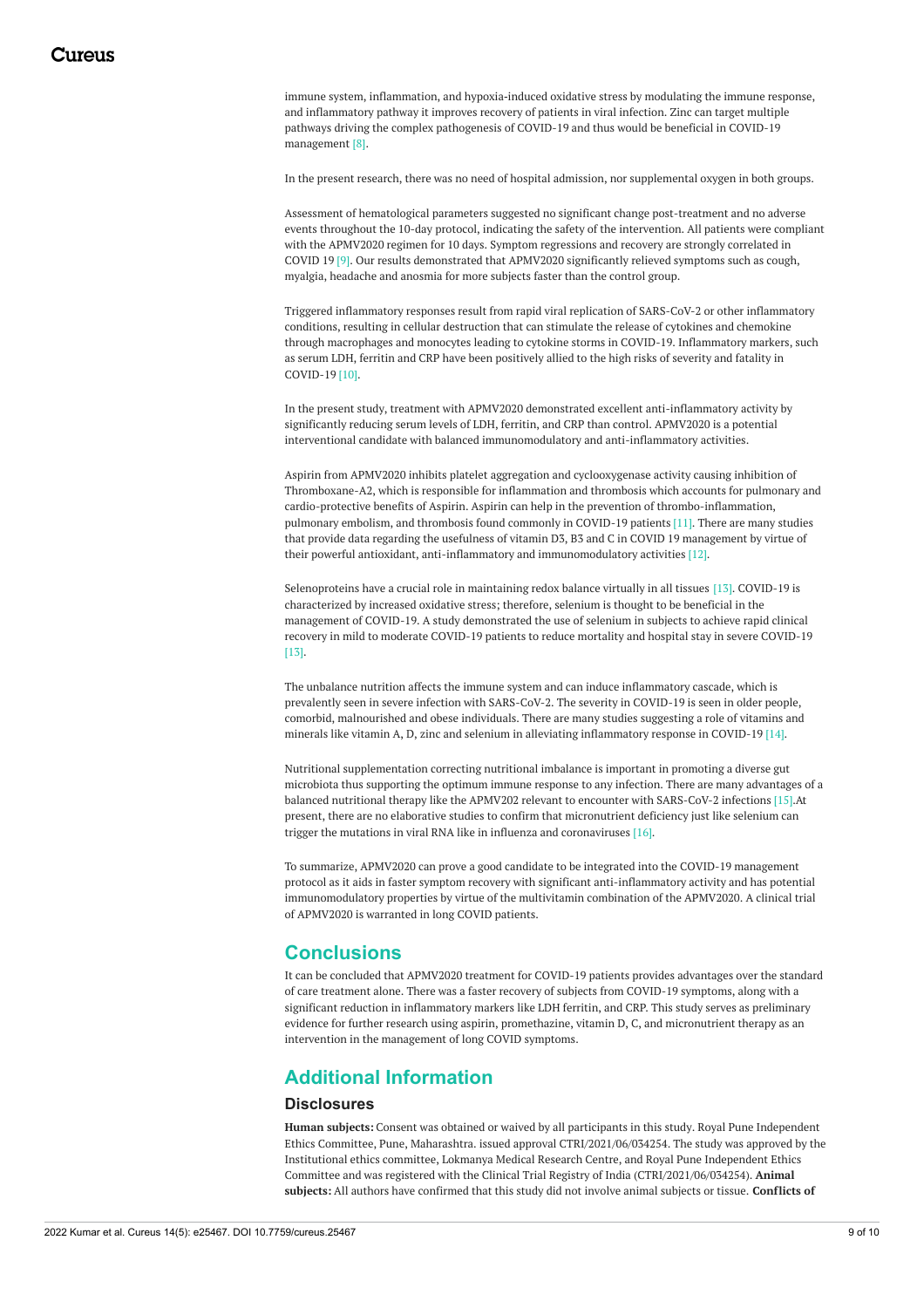immune system, inflammation, and hypoxia-induced oxidative stress by modulating the immune response, and inflammatory pathway it improves recovery of patients in viral infection. Zinc can target multiple pathways driving the complex pathogenesis of COVID-19 and thus would be beneficial in COVID-19 management [8].

In the present research, there was no need of hospital admission, nor supplemental oxygen in both groups.

Assessment of hematological parameters suggested no significant change post-treatment and no adverse events throughout the 10-day protocol, indicating the safety of the intervention. All patients were compliant with the APMV2020 regimen for 10 days. Symptom regressions and recovery are strongly correlated in COVID 19 [9]. Our results demonstrated that APMV2020 significantly relieved symptoms such as cough, myalgia, headache and anosmia for more subjects faster than the control group.

Triggered inflammatory responses result from rapid viral replication of SARS-CoV-2 or other inflammatory conditions, resulting in cellular destruction that can stimulate the release of cytokines and chemokine through macrophages and monocytes leading to cytokine storms in COVID-19. Inflammatory markers, such as serum LDH, ferritin and CRP have been positively allied to the high risks of severity and fatality in COVID-19 [10].

In the present study, treatment with APMV2020 demonstrated excellent anti-inflammatory activity by significantly reducing serum levels of LDH, ferritin, and CRP than control. APMV2020 is a potential interventional candidate with balanced immunomodulatory and anti-inflammatory activities.

Aspirin from APMV2020 inhibits platelet aggregation and cyclooxygenase activity causing inhibition of Thromboxane-A2, which is responsible for inflammation and thrombosis which accounts for pulmonary and cardio-protective benefits of Aspirin. Aspirin can help in the prevention of thrombo-inflammation, pulmonary embolism, and thrombosis found commonly in COVID-19 patients [11]. There are many studies that provide data regarding the usefulness of vitamin D3, B3 and C in COVID 19 management by virtue of their powerful antioxidant, anti-inflammatory and immunomodulatory activities [12].

Selenoproteins have a crucial role in maintaining redox balance virtually in all tissues [13]. COVID-19 is characterized by increased oxidative stress; therefore, selenium is thought to be beneficial in the management of COVID-19. A study demonstrated the use of selenium in subjects to achieve rapid clinical recovery in mild to moderate COVID-19 patients to reduce mortality and hospital stay in severe COVID-19 [13].

The unbalance nutrition affects the immune system and can induce inflammatory cascade, which is prevalently seen in severe infection with SARS-CoV-2. The severity in COVID-19 is seen in older people, comorbid, malnourished and obese individuals. There are many studies suggesting a role of vitamins and minerals like vitamin A, D, zinc and selenium in alleviating inflammatory response in COVID-19 [14].

Nutritional supplementation correcting nutritional imbalance is important in promoting a diverse gut microbiota thus supporting the optimum immune response to any infection. There are many advantages of a balanced nutritional therapy like the APMV202 relevant to encounter with SARS-CoV-2 infections [15].At present, there are no elaborative studies to confirm that micronutrient deficiency just like selenium can trigger the mutations in viral RNA like in influenza and coronaviruses [16].

To summarize, APMV2020 can prove a good candidate to be integrated into the COVID-19 management protocol as it aids in faster symptom recovery with significant anti-inflammatory activity and has potential immunomodulatory properties by virtue of the multivitamin combination of the APMV2020. A clinical trial of APMV2020 is warranted in long COVID patients.

## Conclusions

It can be concluded that APMV2020 treatment for COVID-19 patients provides advantages over the standard of care treatment alone. There was a faster recovery of subjects from COVID-19 symptoms, along with a significant reduction in inflammatory markers like LDH ferritin, and CRP. This study serves as preliminary evidence for further research using aspirin, promethazine, vitamin D, C, and micronutrient therapy as an intervention in the management of long COVID symptoms.

## Additional Information

### Disclosures

**Human subjects:** Consent was obtained or waived by all participants in this study. Royal Pune Independent Ethics Committee, Pune, Maharashtra. issued approval CTRI/2021/06/034254. The study was approved by the Institutional ethics committee, Lokmanya Medical Research Centre, and Royal Pune Independent Ethics Committee and was registered with the Clinical Trial Registry of India (CTRI/2021/06/034254). **Animal subjects:** All authors have confirmed that this study did not involve animal subjects or tissue. **Conflicts of**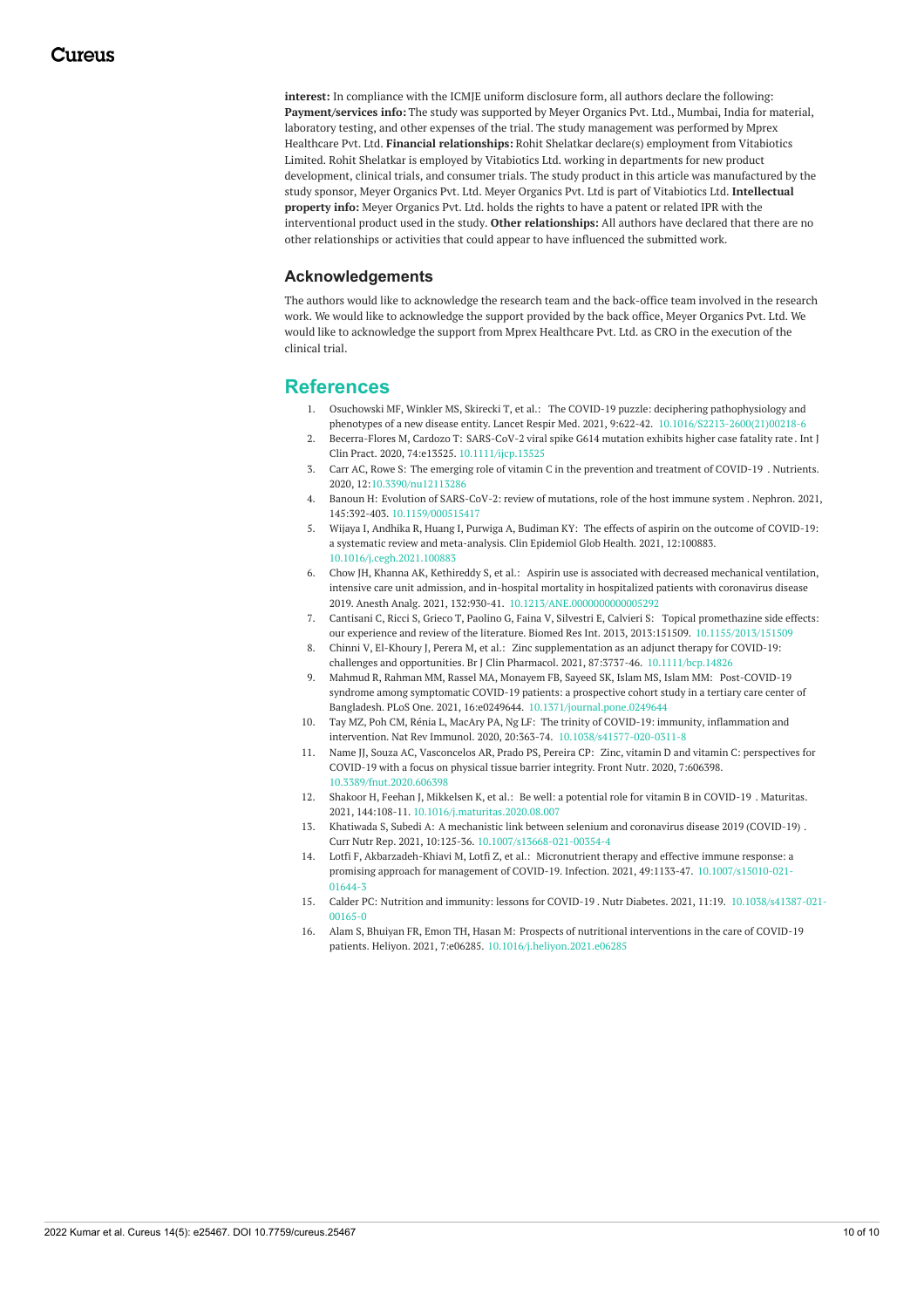**interest:** In compliance with the ICMJE uniform disclosure form, all authors declare the following: **Payment/services info:** The study was supported by Meyer Organics Pvt. Ltd., Mumbai, India for material, laboratory testing, and other expenses of the trial. The study management was performed by Mprex Healthcare Pvt. Ltd. **Financial relationships:** Rohit Shelatkar declare(s) employment from Vitabiotics Limited. Rohit Shelatkar is employed by Vitabiotics Ltd. working in departments for new product development, clinical trials, and consumer trials. The study product in this article was manufactured by the study sponsor, Meyer Organics Pvt. Ltd. Meyer Organics Pvt. Ltd is part of Vitabiotics Ltd. **Intellectual property info:** Meyer Organics Pvt. Ltd. holds the rights to have a patent or related IPR with the interventional product used in the study. **Other relationships:** All authors have declared that there are no other relationships or activities that could appear to have influenced the submitted work.

### Acknowledgements

The authors would like to acknowledge the research team and the back-office team involved in the research work. We would like to acknowledge the support provided by the back office, Meyer Organics Pvt. Ltd. We would like to acknowledge the support from Mprex Healthcare Pvt. Ltd. as CRO in the execution of the clinical trial.

## References

1. Osuchowski MF, Winkler MS, Skirecki T, et al.: The COVID-19 puzzle: deciphering pathophysiology and phenotypes of a new disease entity. Lancet Respir Med. 2021, 9:622-42. 10.1016/S2213-2600(21)00218-6
2. Becerra-Flores M, Cardozo T: SARS-CoV-2 viral spike G614 mutation exhibits higher case fatality rate . Int J Clin Pract. 2020, 74:e13525. 10.1111/ijcp.13525
3. Carr AC, Rowe S: The emerging role of vitamin C in the prevention and treatment of COVID-19 . Nutrients. 2020, 12:10.3390/nu12113286
4. Banoun H: Evolution of SARS-CoV-2: review of mutations, role of the host immune system . Nephron. 2021, 145:392-403. 10.1159/000515417
5. Wijaya I, Andhika R, Huang I, Purwiga A, Budiman KY: The effects of aspirin on the outcome of COVID-19: a systematic review and meta-analysis. Clin Epidemiol Glob Health. 2021, 12:100883. 10.1016/j.cegh.2021.100883
6. Chow JH, Khanna AK, Kethireddy S, et al.: Aspirin use is associated with decreased mechanical ventilation, intensive care unit admission, and in-hospital mortality in hospitalized patients with coronavirus disease 2019. Anesth Analg. 2021, 132:930-41. 10.1213/ANE.0000000000005292
7. Cantisani C, Ricci S, Grieco T, Paolino G, Faina V, Silvestri E, Calvieri S: Topical promethazine side effects: our experience and review of the literature. Biomed Res Int. 2013, 2013:151509. 10.1155/2013/151509
8. Chinni V, El-Khoury J, Perera M, et al.: Zinc supplementation as an adjunct therapy for COVID-19: challenges and opportunities. Br J Clin Pharmacol. 2021, 87:3737-46. 10.1111/bcp.14826
9. Mahmud R, Rahman MM, Rassel MA, Monayem FB, Sayeed SK, Islam MS, Islam MM: Post-COVID-19 syndrome among symptomatic COVID-19 patients: a prospective cohort study in a tertiary care center of Bangladesh. PLoS One. 2021, 16:e0249644. 10.1371/journal.pone.0249644
10. Tay MZ, Poh CM, Rénia L, MacAry PA, Ng LF: The trinity of COVID-19: immunity, inflammation and intervention. Nat Rev Immunol. 2020, 20:363-74. 10.1038/s41577-020-0311-8
11. Name JJ, Souza AC, Vasconcelos AR, Prado PS, Pereira CP: Zinc, vitamin D and vitamin C: perspectives for COVID-19 with a focus on physical tissue barrier integrity. Front Nutr. 2020, 7:606398. 10.3389/fnut.2020.606398
12. Shakoor H, Feehan J, Mikkelsen K, et al.: Be well: a potential role for vitamin B in COVID-19 . Maturitas. 2021, 144:108-11. 10.1016/j.maturitas.2020.08.007
13. Khatiwada S, Subedi A: A mechanistic link between selenium and coronavirus disease 2019 (COVID-19) . Curr Nutr Rep. 2021, 10:125-36. 10.1007/s13668-021-00354-4
14. Lotfi F, Akbarzadeh-Khiavi M, Lotfi Z, et al.: Micronutrient therapy and effective immune response: a promising approach for management of COVID-19. Infection. 2021, 49:1133-47. 10.1007/s15010-021-01644-3
15. Calder PC: Nutrition and immunity: lessons for COVID-19 . Nutr Diabetes. 2021, 11:19. 10.1038/s41387-021-00165-0
16. Alam S, Bhuiyan FR, Emon TH, Hasan M: Prospects of nutritional interventions in the care of COVID-19 patients. Heliyon. 2021, 7:e06285. 10.1016/j.heliyon.2021.e06285